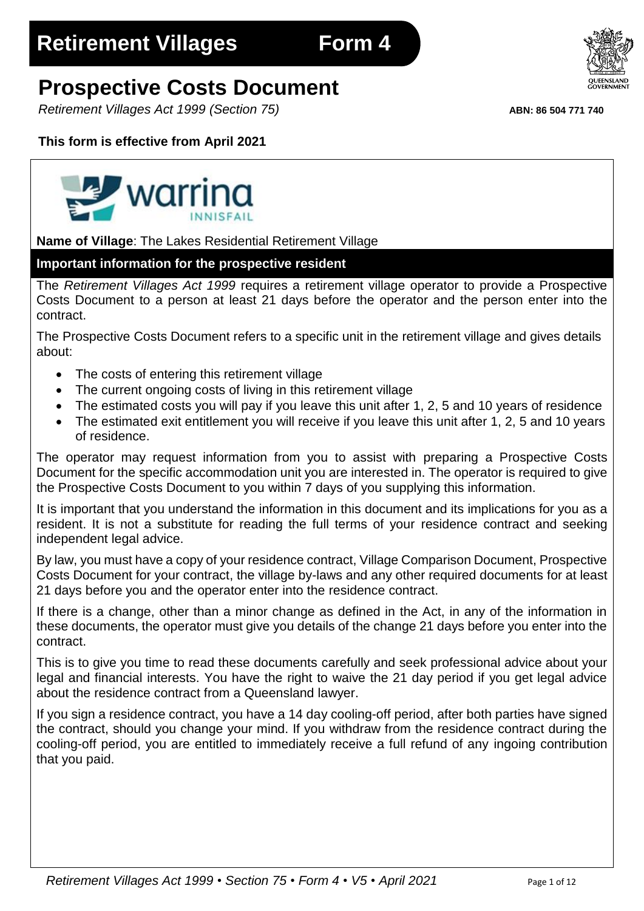# Retirement Villages Form 4

# Prospective Costs Document

*Retirement Villages Act 1999 (Section 75)*

**ABN: 86 504 771 740**

**This form is effective from April 2021**

**Name of Village**: The Lakes Residential Retirement Village

## Important information for the prospective resident

The *Retirement Villages Act 1999* requires a retirement village operator to provide a Prospective Costs Document to a person at least 21 days before the operator and the person enter into the contract.

The Prospective Costs Document refers to a specific unit in the retirement village and gives details about:

- The costs of entering this retirement village
- The current ongoing costs of living in this retirement village
- The estimated costs you will pay if you leave this unit after 1, 2, 5 and 10 years of residence
- The estimated exit entitlement you will receive if you leave this unit after 1, 2, 5 and 10 years of residence.

The operator may request information from you to assist with preparing a Prospective Costs Document for the specific accommodation unit you are interested in. The operator is required to give the Prospective Costs Document to you within 7 days of you supplying this information.

It is important that you understand the information in this document and its implications for you as a resident. It is not a substitute for reading the full terms of your residence contract and seeking independent legal advice.

By law, you must have a copy of your residence contract, Village Comparison Document, Prospective Costs Document for your contract, the village by-laws and any other required documents for at least 21 days before you and the operator enter into the residence contract.

If there is a change, other than a minor change as defined in the Act, in any of the information in these documents, the operator must give you details of the change 21 days before you enter into the contract.

This is to give you time to read these documents carefully and seek professional advice about your legal and financial interests. You have the right to waive the 21 day period if you get legal advice about the residence contract from a Queensland lawyer.

If you sign a residence contract, you have a 14 day cooling-off period, after both parties have signed the contract, should you change your mind. If you withdraw from the residence contract during the cooling-off period, you are entitled to immediately receive a full refund of any ingoing contribution that you paid.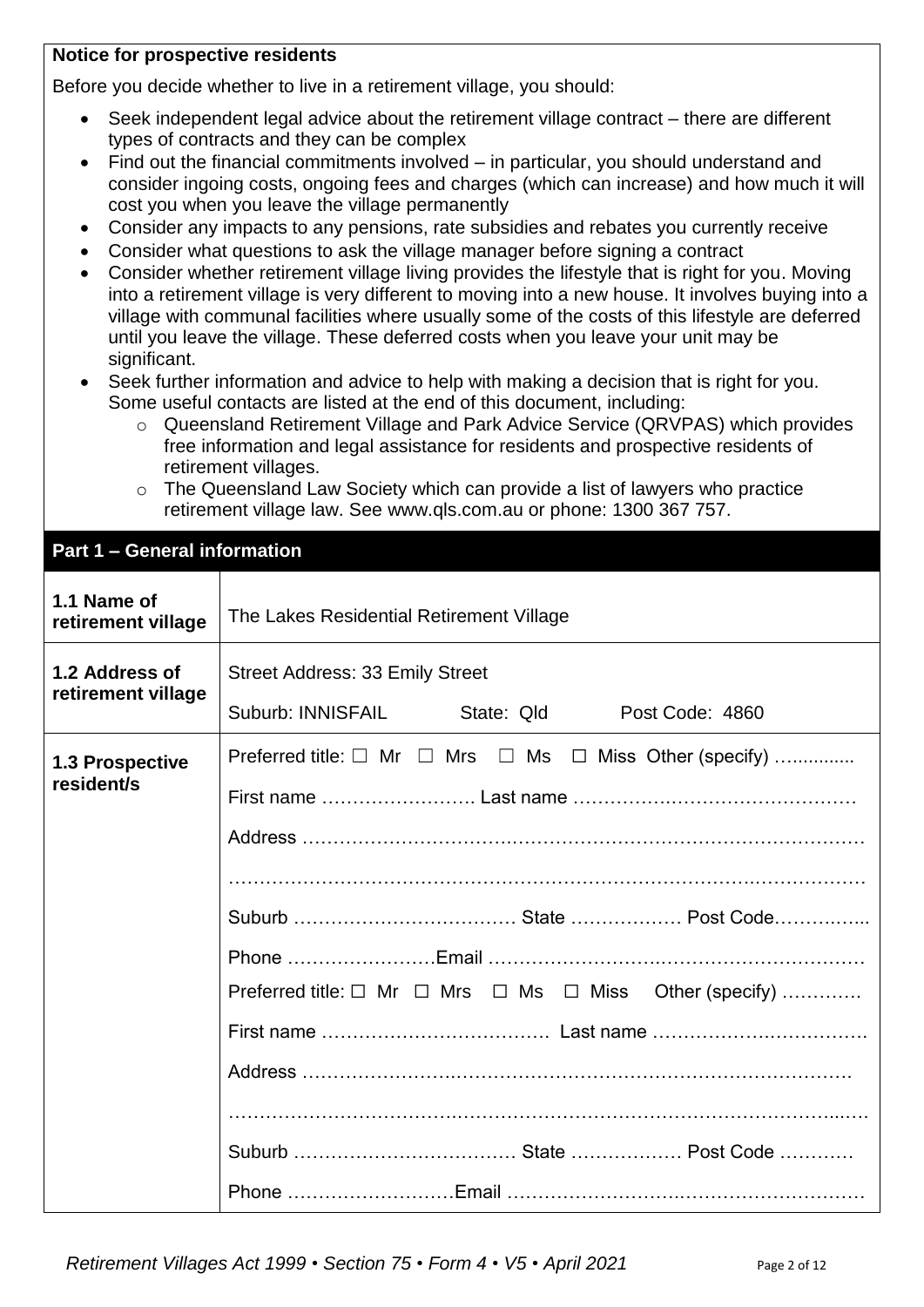**Notice for prospective residents**

Before you decide whether to live in a retirement village, you should:

- Seek independent legal advice about the retirement village contract – there are different types of contracts and they can be complex
- Find out the financial commitments involved – in particular, you should understand and consider ingoing costs, ongoing fees and charges (which can increase) and how much it will cost you when you leave the village permanently
- Consider any impacts to any pensions, rate subsidies and rebates you currently receive
- Consider what questions to ask the village manager before signing a contract
- Consider whether retirement village living provides the lifestyle that is right for you. Moving into a retirement village is very different to moving into a new house. It involves buying into a village with communal facilities where usually some of the costs of this lifestyle are deferred until you leave the village. These deferred costs when you leave your unit may be significant.
- Seek further information and advice to help with making a decision that is right for you. Some useful contacts are listed at the end of this document, including:
  - Queensland Retirement Village and Park Advice Service (QRVPAS) which provides free information and legal assistance for residents and prospective residents of retirement villages.
  - The Queensland Law Society which can provide a list of lawyers who practice retirement village law. See www.qls.com.au or phone: 1300 367 757.

## Part 1 – General information

| | |
|---|---|
| **1.1 Name of retirement village** | The Lakes Residential Retirement Village |
| **1.2 Address of retirement village** | Street Address: 33 Emily Street<br>Suburb: INNISFAIL State: Qld Post Code: 4860 |
| **1.3 Prospective resident/s** | Preferred title: ☐ Mr ☐ Mrs ☐ Ms ☐ Miss Other (specify) …………<br>First name ……………………. Last name ………………………………………<br>Address ……………………………………………………………………………<br>……………………………………………………………………………………<br>Suburb ……………………………… State ……………… Post Code…………..<br>Phone ……………………Email ……………………………………………………<br>Preferred title: ☐ Mr ☐ Mrs ☐ Ms ☐ Miss Other (specify) ………….<br>First name ……………………………… Last name …………………………….<br>Address ……………………………………………………………………………<br>……………………………………………………………………………………<br>Suburb ……………………………… State ……………… Post Code …………<br>Phone ………………………Email …………………………………………………… |

*Retirement Villages Act 1999 • Section 75 • Form 4 • V5 • April 2021*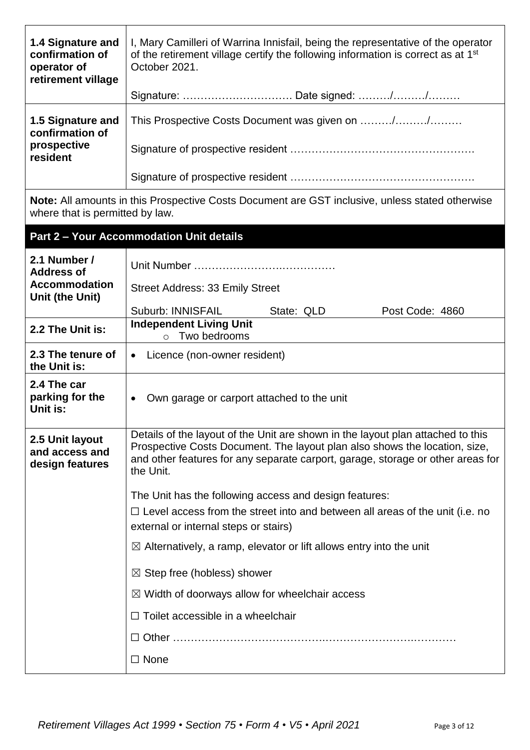| | |
|---|---|
| **1.4 Signature and confirmation of operator of retirement village** | I, Mary Camilleri of Warrina Innisfail, being the representative of the operator of the retirement village certify the following information is correct as at 1st October 2021.<br><br>Signature: …………………………. Date signed: ………/………/……… |
| **1.5 Signature and confirmation of prospective resident** | This Prospective Costs Document was given on ………/………/………<br><br>Signature of prospective resident ……………………………………………<br><br>Signature of prospective resident …………………………………………… |

**Note:** All amounts in this Prospective Costs Document are GST inclusive, unless stated otherwise where that is permitted by law.

## Part 2 – Your Accommodation Unit details

| | |
|---|---|
| **2.1 Number / Address of Accommodation Unit (the Unit)** | Unit Number …………………….…………… <br><br>Street Address: 33 Emily Street<br><br>Suburb: INNISFAIL State: QLD Post Code: 4860 |
| **2.2 The Unit is:** | **Independent Living Unit**<br>o Two bedrooms |
| **2.3 The tenure of the Unit is:** | • Licence (non-owner resident) |
| **2.4 The car parking for the Unit is:** | • Own garage or carport attached to the unit |
| **2.5 Unit layout and access and design features** | Details of the layout of the Unit are shown in the layout plan attached to this Prospective Costs Document. The layout plan also shows the location, size, and other features for any separate carport, garage, storage or other areas for the Unit.<br><br>The Unit has the following access and design features:<br>☐ Level access from the street into and between all areas of the unit (i.e. no external or internal steps or stairs)<br>☒ Alternatively, a ramp, elevator or lift allows entry into the unit<br>☒ Step free (hobless) shower<br>☒ Width of doorways allow for wheelchair access<br>☐ Toilet accessible in a wheelchair<br>☐ Other ……………………………………………………………………<br>☐ None |

*Retirement Villages Act 1999 • Section 75 • Form 4 • V5 • April 2021*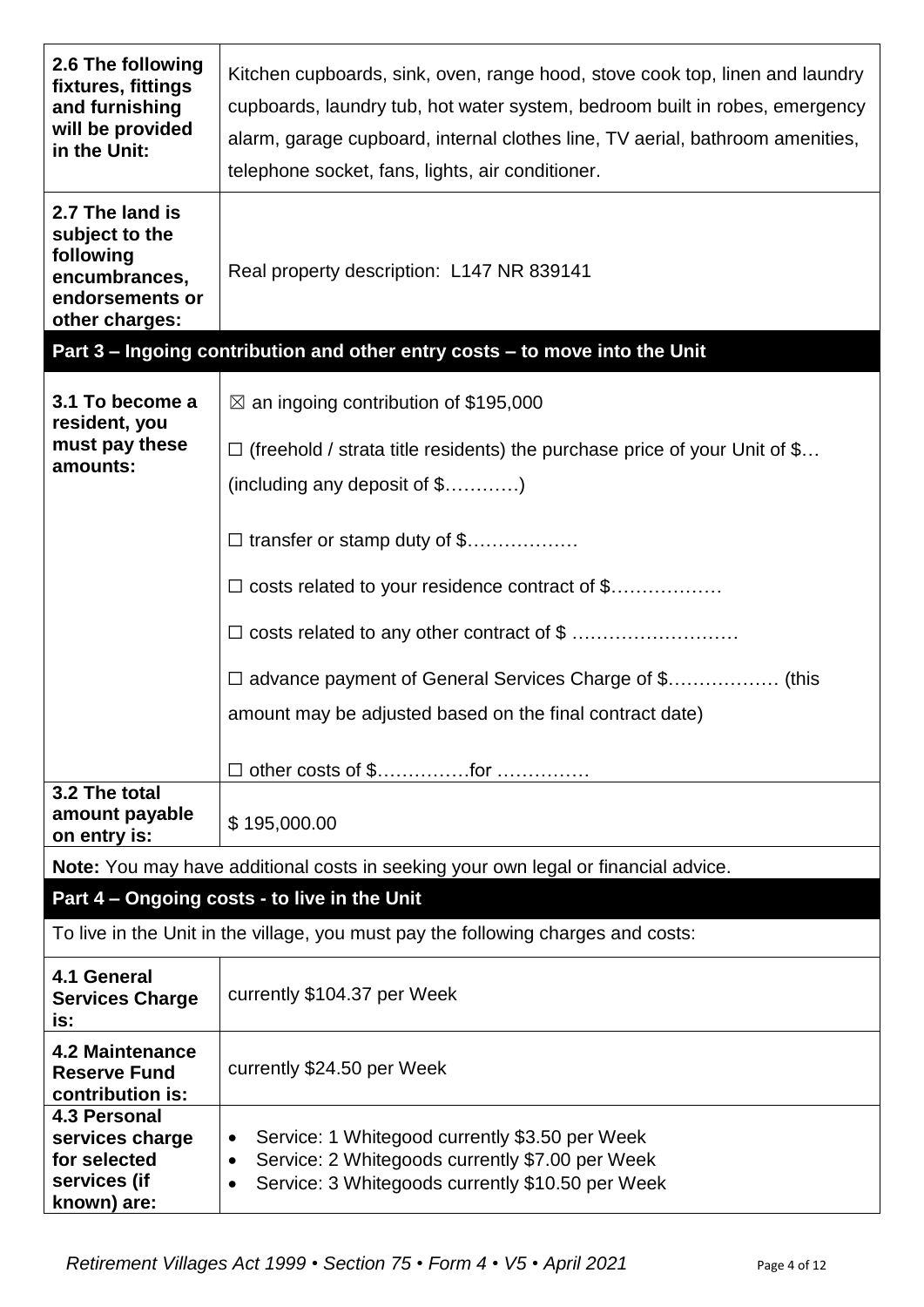| | |
|---|---|
| **2.6 The following fixtures, fittings and furnishing will be provided in the Unit:** | Kitchen cupboards, sink, oven, range hood, stove cook top, linen and laundry cupboards, laundry tub, hot water system, bedroom built in robes, emergency alarm, garage cupboard, internal clothes line, TV aerial, bathroom amenities, telephone socket, fans, lights, air conditioner. |
| **2.7 The land is subject to the following encumbrances, endorsements or other charges:** | Real property description: L147 NR 839141 |

## Part 3 – Ingoing contribution and other entry costs – to move into the Unit

| | |
|---|---|
| **3.1 To become a resident, you must pay these amounts:** | ☒ an ingoing contribution of $195,000<br><br>☐ (freehold / strata title residents) the purchase price of your Unit of $… (including any deposit of $…………)<br><br>☐ transfer or stamp duty of $………………<br><br>☐ costs related to your residence contract of $………………<br><br>☐ costs related to any other contract of $ ………………………<br><br>☐ advance payment of General Services Charge of $……………… (this amount may be adjusted based on the final contract date)<br><br>☐ other costs of $……………for …………… |
| **3.2 The total amount payable on entry is:** | $ 195,000.00 |

**Note:** You may have additional costs in seeking your own legal or financial advice.

## Part 4 – Ongoing costs - to live in the Unit

To live in the Unit in the village, you must pay the following charges and costs:

| | |
|---|---|
| **4.1 General Services Charge is:** | currently $104.37 per Week |
| **4.2 Maintenance Reserve Fund contribution is:** | currently $24.50 per Week |
| **4.3 Personal services charge for selected services (if known) are:** | • Service: 1 Whitegood currently $3.50 per Week<br>• Service: 2 Whitegoods currently $7.00 per Week<br>• Service: 3 Whitegoods currently $10.50 per Week |

*Retirement Villages Act 1999 • Section 75 • Form 4 • V5 • April 2021*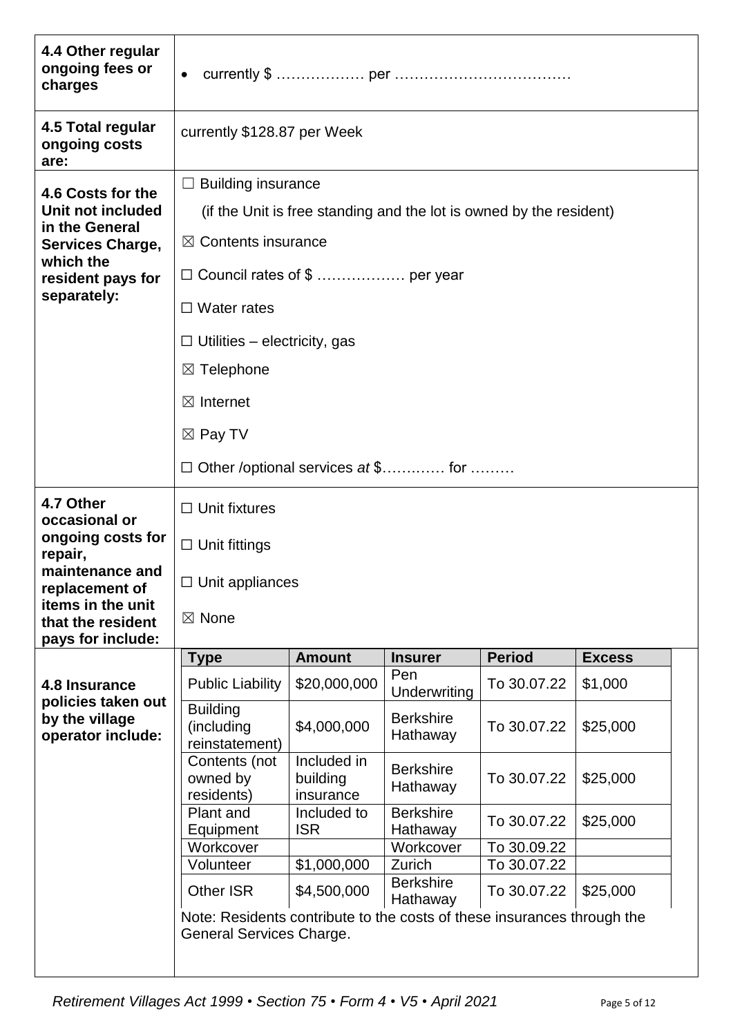| | |
|---|---|
| **4.4 Other regular ongoing fees or charges** | • currently $ ……………… per ……………………………… |
| **4.5 Total regular ongoing costs are:** | currently $128.87 per Week |
| **4.6 Costs for the Unit not included in the General Services Charge, which the resident pays for separately:** | ☐ Building insurance<br>(if the Unit is free standing and the lot is owned by the resident)<br>☒ Contents insurance<br>☐ Council rates of $ ……………… per year<br>☐ Water rates<br>☐ Utilities – electricity, gas<br>☒ Telephone<br>☒ Internet<br>☒ Pay TV<br>☐ Other /optional services *at* $………… for ……… |
| **4.7 Other occasional or ongoing costs for repair, maintenance and replacement of items in the unit that the resident pays for include:** | ☐ Unit fixtures<br>☐ Unit fittings<br>☐ Unit appliances<br>☒ None |

**4.8 Insurance policies taken out by the village operator include:**

| Type | Amount | Insurer | Period | Excess |
|---|---|---|---|---|
| Public Liability | $20,000,000 | Pen Underwriting | To 30.07.22 | $1,000 |
| Building (including reinstatement) | $4,000,000 | Berkshire Hathaway | To 30.07.22 | $25,000 |
| Contents (not owned by residents) | Included in building insurance | Berkshire Hathaway | To 30.07.22 | $25,000 |
| Plant and Equipment | Included to ISR | Berkshire Hathaway | To 30.07.22 | $25,000 |
| Workcover | | Workcover | To 30.09.22 | |
| Volunteer | $1,000,000 | Zurich | To 30.07.22 | |
| Other ISR | $4,500,000 | Berkshire Hathaway | To 30.07.22 | $25,000 |

Note: Residents contribute to the costs of these insurances through the General Services Charge.

*Retirement Villages Act 1999 • Section 75 • Form 4 • V5 • April 2021*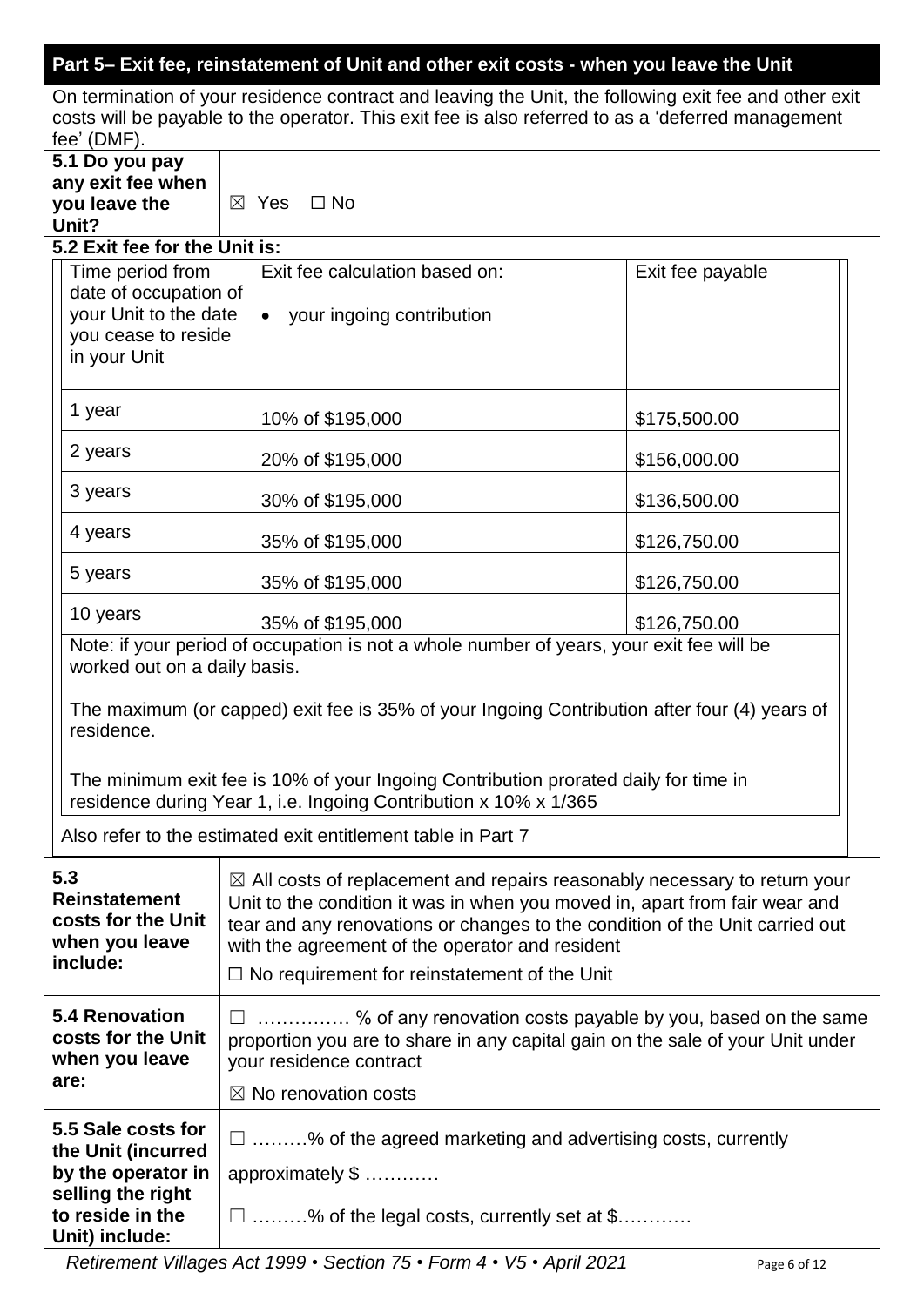## Part 5– Exit fee, reinstatement of Unit and other exit costs - when you leave the Unit

On termination of your residence contract and leaving the Unit, the following exit fee and other exit costs will be payable to the operator. This exit fee is also referred to as a 'deferred management fee' (DMF).

| **5.1 Do you pay any exit fee when you leave the Unit?** | ☒ Yes ☐ No |
|---|---|

**5.2 Exit fee for the Unit is:**

| Time period from date of occupation of your Unit to the date you cease to reside in your Unit | Exit fee calculation based on: • your ingoing contribution | Exit fee payable |
|---|---|---|
| 1 year | 10% of $195,000 | $175,500.00 |
| 2 years | 20% of $195,000 | $156,000.00 |
| 3 years | 30% of $195,000 | $136,500.00 |
| 4 years | 35% of $195,000 | $126,750.00 |
| 5 years | 35% of $195,000 | $126,750.00 |
| 10 years | 35% of $195,000 | $126,750.00 |

Note: if your period of occupation is not a whole number of years, your exit fee will be worked out on a daily basis.

The maximum (or capped) exit fee is 35% of your Ingoing Contribution after four (4) years of residence.

The minimum exit fee is 10% of your Ingoing Contribution prorated daily for time in residence during Year 1, i.e. Ingoing Contribution x 10% x 1/365

Also refer to the estimated exit entitlement table in Part 7

| | |
|---|---|
| **5.3 Reinstatement costs for the Unit when you leave include:** | ☒ All costs of replacement and repairs reasonably necessary to return your Unit to the condition it was in when you moved in, apart from fair wear and tear and any renovations or changes to the condition of the Unit carried out with the agreement of the operator and resident<br>☐ No requirement for reinstatement of the Unit |
| **5.4 Renovation costs for the Unit when you leave are:** | ☐ …………… % of any renovation costs payable by you, based on the same proportion you are to share in any capital gain on the sale of your Unit under your residence contract<br>☒ No renovation costs |
| **5.5 Sale costs for the Unit (incurred by the operator in selling the right to reside in the Unit) include:** | ☐ ………% of the agreed marketing and advertising costs, currently approximately $ …………<br>☐ ………% of the legal costs, currently set at $………… |

*Retirement Villages Act 1999 • Section 75 • Form 4 • V5 • April 2021*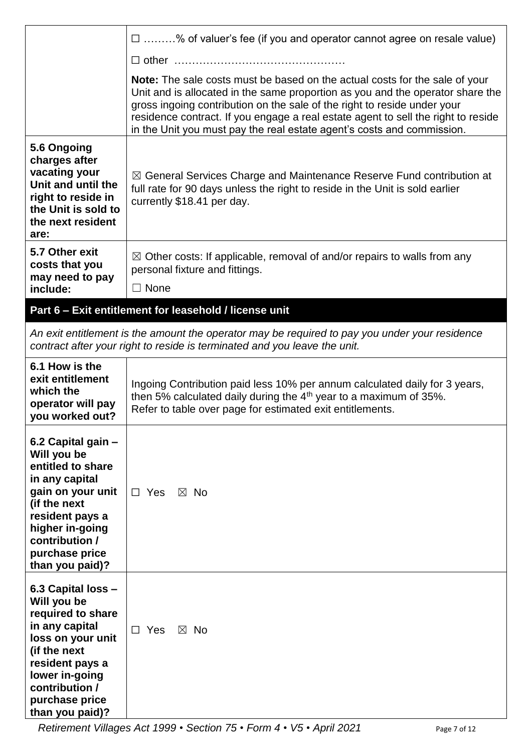| | |
|---|---|
| | ☐ ………% of valuer's fee (if you and operator cannot agree on resale value)<br><br>☐ other ………………………………………….<br><br>**Note:** The sale costs must be based on the actual costs for the sale of your Unit and is allocated in the same proportion as you and the operator share the gross ingoing contribution on the sale of the right to reside under your residence contract. If you engage a real estate agent to sell the right to reside in the Unit you must pay the real estate agent's costs and commission. |
| **5.6 Ongoing charges after vacating your Unit and until the right to reside in the Unit is sold to the next resident are:** | ☒ General Services Charge and Maintenance Reserve Fund contribution at full rate for 90 days unless the right to reside in the Unit is sold earlier currently $18.41 per day. |
| **5.7 Other exit costs that you may need to pay include:** | ☒ Other costs: If applicable, removal of and/or repairs to walls from any personal fixture and fittings.<br><br>☐ None |

## Part 6 – Exit entitlement for leasehold / license unit

*An exit entitlement is the amount the operator may be required to pay you under your residence contract after your right to reside is terminated and you leave the unit.*

| | |
|---|---|
| **6.1 How is the exit entitlement which the operator will pay you worked out?** | Ingoing Contribution paid less 10% per annum calculated daily for 3 years, then 5% calculated daily during the 4th year to a maximum of 35%.<br>Refer to table over page for estimated exit entitlements. |
| **6.2 Capital gain – Will you be entitled to share in any capital gain on your unit (if the next resident pays a higher in-going contribution / purchase price than you paid)?** | ☐ Yes ☒ No |
| **6.3 Capital loss – Will you be required to share in any capital loss on your unit (if the next resident pays a lower in-going contribution / purchase price than you paid)?** | ☐ Yes ☒ No |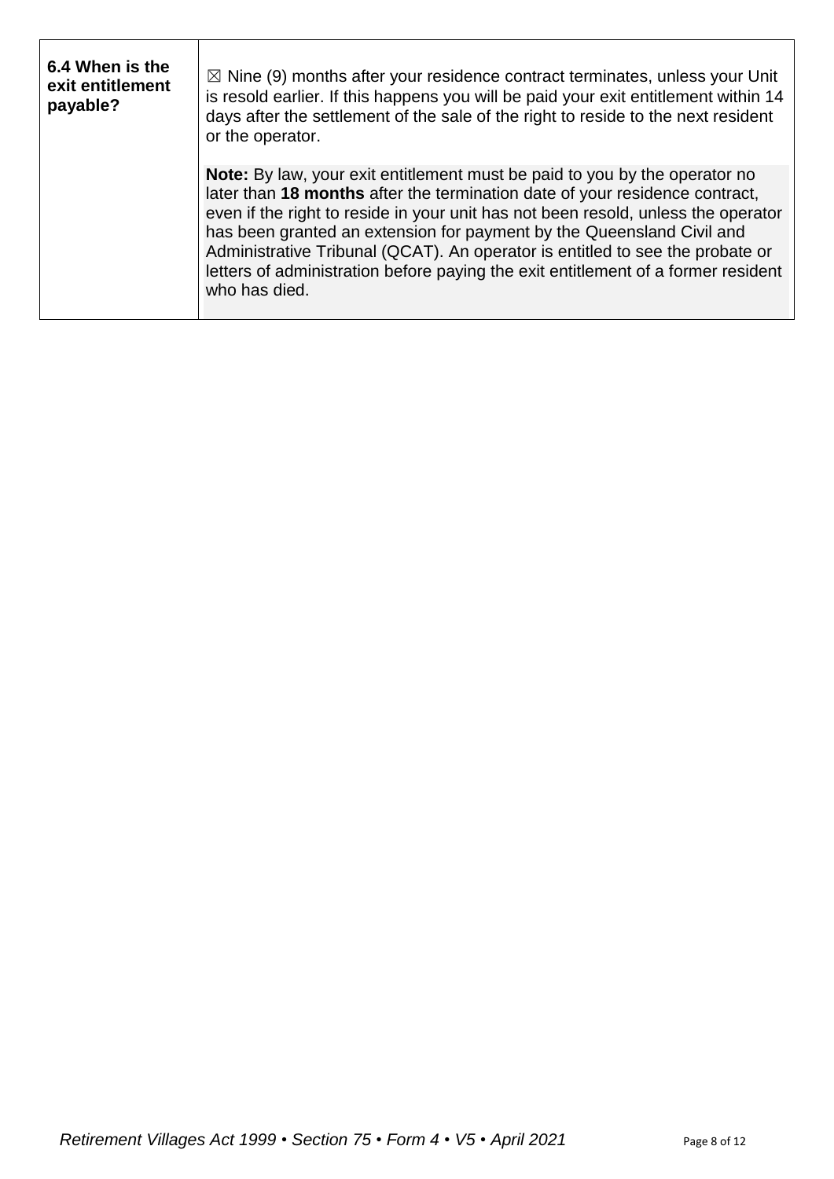| **6.4 When is the exit entitlement payable?** | ☒ Nine (9) months after your residence contract terminates, unless your Unit is resold earlier. If this happens you will be paid your exit entitlement within 14 days after the settlement of the sale of the right to reside to the next resident or the operator.<br><br>**Note:** By law, your exit entitlement must be paid to you by the operator no later than **18 months** after the termination date of your residence contract, even if the right to reside in your unit has not been resold, unless the operator has been granted an extension for payment by the Queensland Civil and Administrative Tribunal (QCAT). An operator is entitled to see the probate or letters of administration before paying the exit entitlement of a former resident who has died. |
|---|---|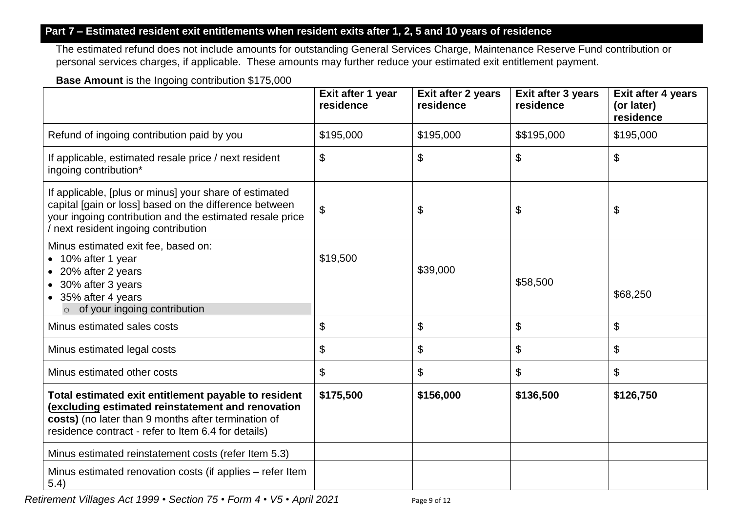## Part 7 – Estimated resident exit entitlements when resident exits after 1, 2, 5 and 10 years of residence

The estimated refund does not include amounts for outstanding General Services Charge, Maintenance Reserve Fund contribution or personal services charges, if applicable. These amounts may further reduce your estimated exit entitlement payment.

**Base Amount** is the Ingoing contribution $175,000

| | **Exit after 1 year residence** | **Exit after 2 years residence** | **Exit after 3 years residence** | **Exit after 4 years (or later) residence** |
|---|---|---|---|---|
| Refund of ingoing contribution paid by you | $195,000 | $195,000 | $$195,000 | $195,000 |
| If applicable, estimated resale price / next resident ingoing contribution* | $ | $ | $ | $ |
| If applicable, [plus or minus] your share of estimated capital [gain or loss] based on the difference between your ingoing contribution and the estimated resale price / next resident ingoing contribution | $ | $ | $ | $ |
| Minus estimated exit fee, based on:<br>• 10% after 1 year<br>• 20% after 2 years<br>• 30% after 3 years<br>• 35% after 4 years<br>○ of your ingoing contribution | $19,500 | $39,000 | $58,500 | $68,250 |
| Minus estimated sales costs | $ | $ | $ | $ |
| Minus estimated legal costs | $ | $ | $ | $ |
| Minus estimated other costs | $ | $ | $ | $ |
| **Total estimated exit entitlement payable to resident (<u>excluding</u> estimated reinstatement and renovation costs)** (no later than 9 months after termination of residence contract - refer to Item 6.4 for details) | **$175,500** | **$156,000** | **$136,500** | **$126,750** |
| Minus estimated reinstatement costs (refer Item 5.3) | | | | |
| Minus estimated renovation costs (if applies – refer Item 5.4) | | | | |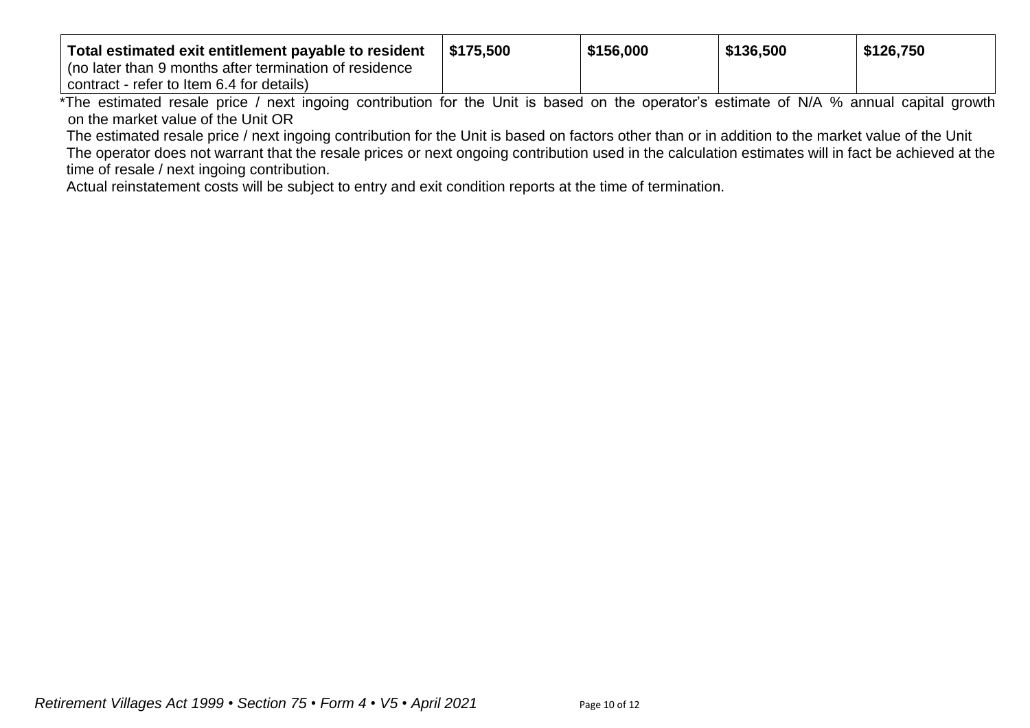| **Total estimated exit entitlement payable to resident** (no later than 9 months after termination of residence contract - refer to Item 6.4 for details) | **$175,500** | **$156,000** | **$136,500** | **$126,750** |
|---|---|---|---|---|

*The estimated resale price / next ingoing contribution for the Unit is based on the operator's estimate of N/A % annual capital growth on the market value of the Unit OR

The estimated resale price / next ingoing contribution for the Unit is based on factors other than or in addition to the market value of the Unit

The operator does not warrant that the resale prices or next ongoing contribution used in the calculation estimates will in fact be achieved at the time of resale / next ingoing contribution.

Actual reinstatement costs will be subject to entry and exit condition reports at the time of termination.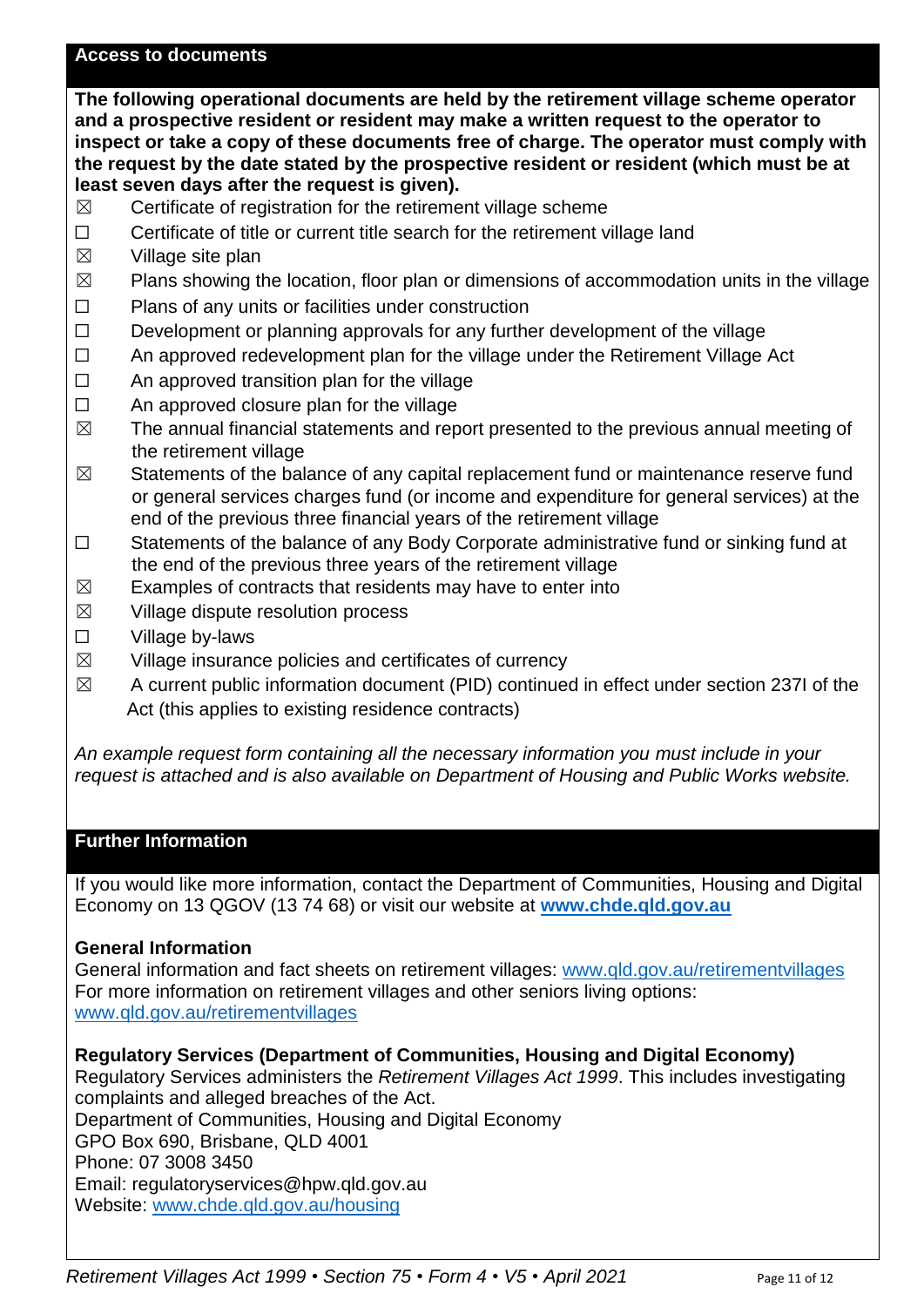## Access to documents

**The following operational documents are held by the retirement village scheme operator and a prospective resident or resident may make a written request to the operator to inspect or take a copy of these documents free of charge. The operator must comply with the request by the date stated by the prospective resident or resident (which must be at least seven days after the request is given).**

- ☒ Certificate of registration for the retirement village scheme
- ☐ Certificate of title or current title search for the retirement village land
- ☒ Village site plan
- ☒ Plans showing the location, floor plan or dimensions of accommodation units in the village
- ☐ Plans of any units or facilities under construction
- ☐ Development or planning approvals for any further development of the village
- ☐ An approved redevelopment plan for the village under the Retirement Village Act
- ☐ An approved transition plan for the village
- ☐ An approved closure plan for the village
- ☒ The annual financial statements and report presented to the previous annual meeting of the retirement village
- ☒ Statements of the balance of any capital replacement fund or maintenance reserve fund or general services charges fund (or income and expenditure for general services) at the end of the previous three financial years of the retirement village
- ☐ Statements of the balance of any Body Corporate administrative fund or sinking fund at the end of the previous three years of the retirement village
- ☒ Examples of contracts that residents may have to enter into
- ☒ Village dispute resolution process
- ☐ Village by-laws
- ☒ Village insurance policies and certificates of currency
- ☒ A current public information document (PID) continued in effect under section 237I of the Act (this applies to existing residence contracts)

*An example request form containing all the necessary information you must include in your request is attached and is also available on Department of Housing and Public Works website.*

## Further Information

If you would like more information, contact the Department of Communities, Housing and Digital Economy on 13 QGOV (13 74 68) or visit our website at **www.chde.qld.gov.au**

**General Information**

General information and fact sheets on retirement villages: www.qld.gov.au/retirementvillages
For more information on retirement villages and other seniors living options:
www.qld.gov.au/retirementvillages

**Regulatory Services (Department of Communities, Housing and Digital Economy)**

Regulatory Services administers the *Retirement Villages Act 1999*. This includes investigating complaints and alleged breaches of the Act.
Department of Communities, Housing and Digital Economy
GPO Box 690, Brisbane, QLD 4001
Phone: 07 3008 3450
Email: regulatoryservices@hpw.qld.gov.au
Website: www.chde.qld.gov.au/housing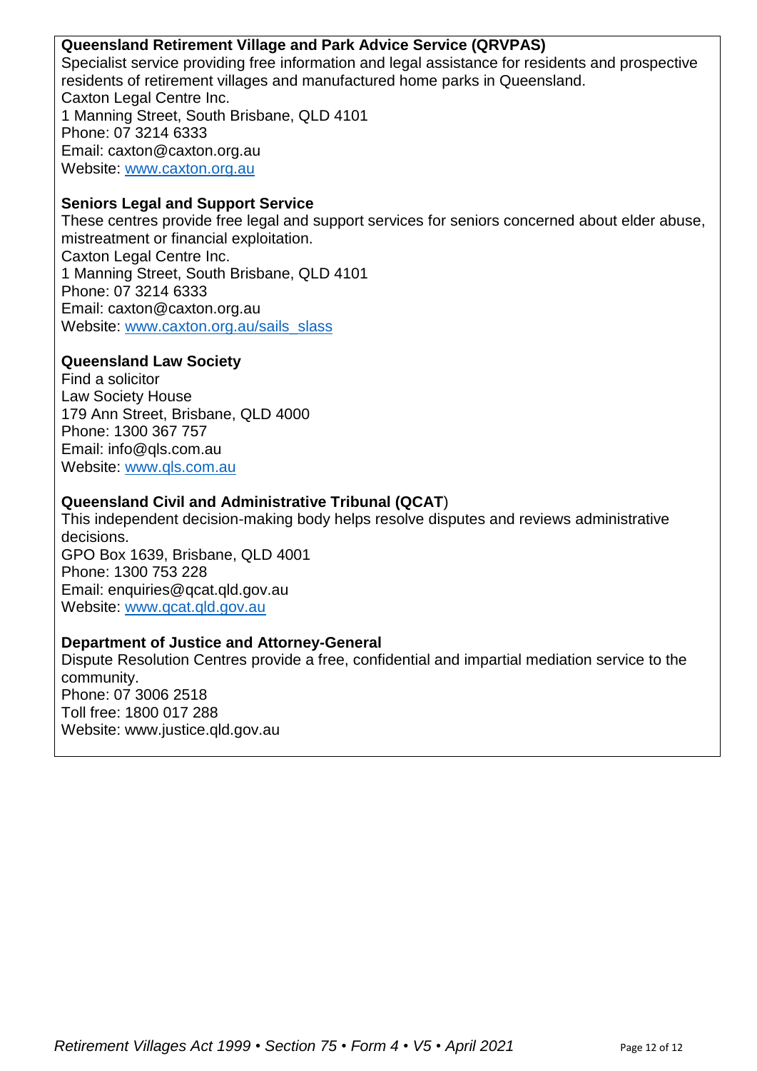**Queensland Retirement Village and Park Advice Service (QRVPAS)**
Specialist service providing free information and legal assistance for residents and prospective residents of retirement villages and manufactured home parks in Queensland.
Caxton Legal Centre Inc.
1 Manning Street, South Brisbane, QLD 4101
Phone: 07 3214 6333
Email: caxton@caxton.org.au
Website: www.caxton.org.au

**Seniors Legal and Support Service**
These centres provide free legal and support services for seniors concerned about elder abuse, mistreatment or financial exploitation.
Caxton Legal Centre Inc.
1 Manning Street, South Brisbane, QLD 4101
Phone: 07 3214 6333
Email: caxton@caxton.org.au
Website: www.caxton.org.au/sails_slass

**Queensland Law Society**
Find a solicitor
Law Society House
179 Ann Street, Brisbane, QLD 4000
Phone: 1300 367 757
Email: info@qls.com.au
Website: www.qls.com.au

**Queensland Civil and Administrative Tribunal (QCAT)**
This independent decision-making body helps resolve disputes and reviews administrative decisions.
GPO Box 1639, Brisbane, QLD 4001
Phone: 1300 753 228
Email: enquiries@qcat.qld.gov.au
Website: www.qcat.qld.gov.au

**Department of Justice and Attorney-General**
Dispute Resolution Centres provide a free, confidential and impartial mediation service to the community.
Phone: 07 3006 2518
Toll free: 1800 017 288
Website: www.justice.qld.gov.au